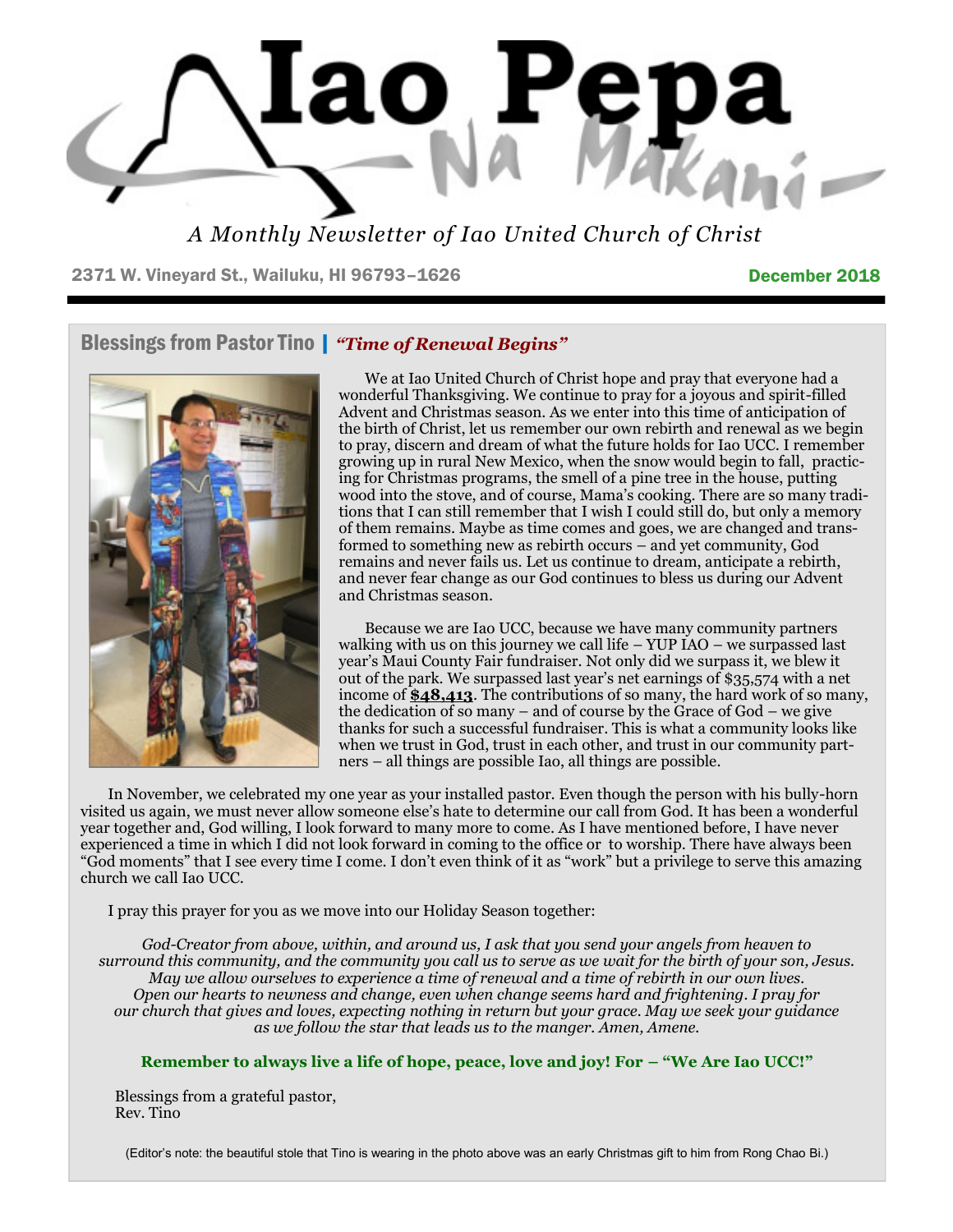# Iao Pepa

## Na Makani

*A Monthly Newsletter of Iao United Church of Christ*

2371 W. Vineyard St., Wailuku, HI 96793–1626

December 2018

## Blessings from Pastor Tino | *"Time of Renewal Begins"*

We at Iao United Church of Christ hope and pray that everyone had a wonderful Thanksgiving. We continue to pray for a joyous and spirit-filled Advent and Christmas season. As we enter into this time of anticipation of the birth of Christ, let us remember our own rebirth and renewal as we begin to pray, discern and dream of what the future holds for Iao UCC. I remember growing up in rural New Mexico, when the snow would begin to fall, practicing for Christmas programs, the smell of a pine tree in the house, putting wood into the stove, and of course, Mama's cooking. There are so many traditions that I can still remember that I wish I could still do, but only a memory of them remains. Maybe as time comes and goes, we are changed and transformed to something new as rebirth occurs – and yet community, God remains and never fails us. Let us continue to dream, anticipate a rebirth, and never fear change as our God continues to bless us during our Advent and Christmas season.

Because we are Iao UCC, because we have many community partners walking with us on this journey we call life – YUP IAO – we surpassed last year's Maui County Fair fundraiser. Not only did we surpass it, we blew it out of the park. We surpassed last year's net earnings of $35,574 with a net income of **$48,413**. The contributions of so many, the hard work of so many, the dedication of so many – and of course by the Grace of God – we give thanks for such a successful fundraiser. This is what a community looks like when we trust in God, trust in each other, and trust in our community partners – all things are possible Iao, all things are possible.

In November, we celebrated my one year as your installed pastor. Even though the person with his bully-horn visited us again, we must never allow someone else's hate to determine our call from God. It has been a wonderful year together and, God willing, I look forward to many more to come. As I have mentioned before, I have never experienced a time in which I did not look forward in coming to the office or to worship. There have always been "God moments" that I see every time I come. I don't even think of it as "work" but a privilege to serve this amazing church we call Iao UCC.

I pray this prayer for you as we move into our Holiday Season together:

*God-Creator from above, within, and around us, I ask that you send your angels from heaven to surround this community, and the community you call us to serve as we wait for the birth of your son, Jesus. May we allow ourselves to experience a time of renewal and a time of rebirth in our own lives. Open our hearts to newness and change, even when change seems hard and frightening. I pray for our church that gives and loves, expecting nothing in return but your grace. May we seek your guidance as we follow the star that leads us to the manger. Amen, Amene.*

**Remember to always live a life of hope, peace, love and joy! For – "We Are Iao UCC!"**

Blessings from a grateful pastor,
Rev. Tino

(Editor's note: the beautiful stole that Tino is wearing in the photo above was an early Christmas gift to him from Rong Chao Bi.)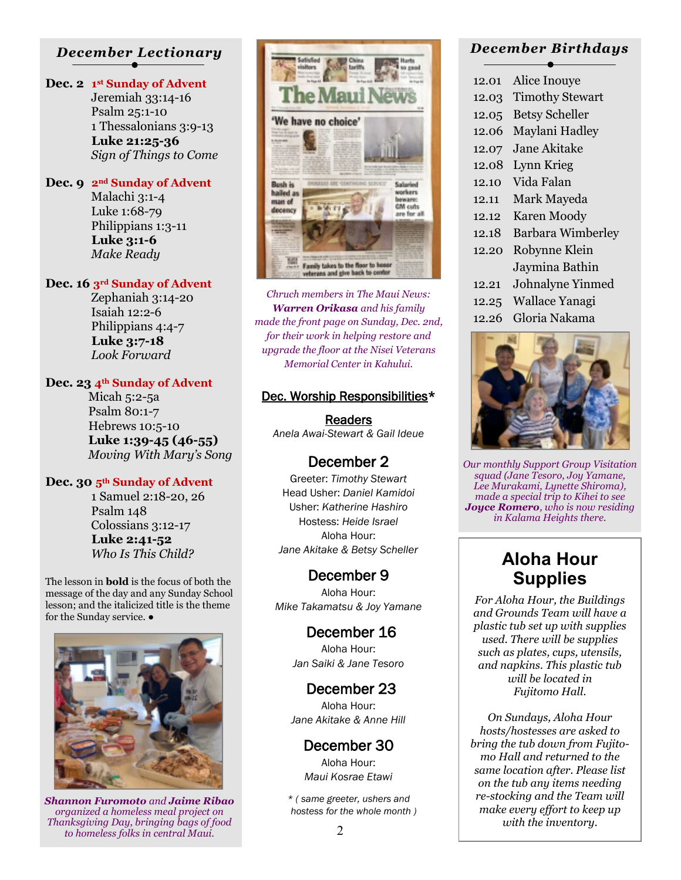## December Lectionary

**Dec. 2** **1st Sunday of Advent**
Jeremiah 33:14-16
Psalm 25:1-10
1 Thessalonians 3:9-13
**Luke 21:25-36**
*Sign of Things to Come*

**Dec. 9** **2nd Sunday of Advent**
Malachi 3:1-4
Luke 1:68-79
Philippians 1:3-11
**Luke 3:1-6**
*Make Ready*

**Dec. 16** **3rd Sunday of Advent**
Zephaniah 3:14-20
Isaiah 12:2-6
Philippians 4:4-7
**Luke 3:7-18**
*Look Forward*

**Dec. 23** **4th Sunday of Advent**
Micah 5:2-5a
Psalm 80:1-7
Hebrews 10:5-10
**Luke 1:39-45 (46-55)**
*Moving With Mary's Song*

**Dec. 30** **5th Sunday of Advent**
1 Samuel 2:18-20, 26
Psalm 148
Colossians 3:12-17
**Luke 2:41-52**
*Who Is This Child?*

The lesson in **bold** is the focus of both the message of the day and any Sunday School lesson; and the italicized title is the theme for the Sunday service. ●

***Shannon Furomoto** and **Jaime Ribao** organized a homeless meal project on Thanksgiving Day, bringing bags of food to homeless folks in central Maui.*

*Chruch members in The Maui News: **Warren Orikasa** and his family made the front page on Sunday, Dec. 2nd, for their work in helping restore and upgrade the floor at the Nisei Veterans Memorial Center in Kahului.*

## Dec. Worship Responsibilities*

### Readers
*Anela Awai-Stewart & Gail Ideue*

### December 2
Greeter: *Timothy Stewart*
Head Usher: *Daniel Kamidoi*
Usher: *Katherine Hashiro*
Hostess: *Heide Israel*
Aloha Hour:
*Jane Akitake & Betsy Scheller*

### December 9
Aloha Hour:
*Mike Takamatsu & Joy Yamane*

### December 16
Aloha Hour:
*Jan Saiki & Jane Tesoro*

### December 23
Aloha Hour:
*Jane Akitake & Anne Hill*

### December 30
Aloha Hour:
*Maui Kosrae Etawi*

*\* ( same greeter, ushers and hostess for the whole month )*

## December Birthdays

12.01 Alice Inouye
12.03 Timothy Stewart
12.05 Betsy Scheller
12.06 Maylani Hadley
12.07 Jane Akitake
12.08 Lynn Krieg
12.10 Vida Falan
12.11 Mark Mayeda
12.12 Karen Moody
12.18 Barbara Wimberley
12.20 Robynne Klein
Jaymina Bathin
12.21 Johnalyne Yinmed
12.25 Wallace Yanagi
12.26 Gloria Nakama

*Our monthly Support Group Visitation squad (Jane Tesoro, Joy Yamane, Lee Murakami, Lynette Shiroma), made a special trip to Kihei to see **Joyce Romero**, who is now residing in Kalama Heights there.*

## Aloha Hour Supplies

*For Aloha Hour, the Buildings and Grounds Team will have a plastic tub set up with supplies used. There will be supplies such as plates, cups, utensils, and napkins. This plastic tub will be located in Fujitomo Hall.*

*On Sundays, Aloha Hour hosts/hostesses are asked to bring the tub down from Fujitomo Hall and returned to the same location after. Please list on the tub any items needing re-stocking and the Team will make every effort to keep up with the inventory.*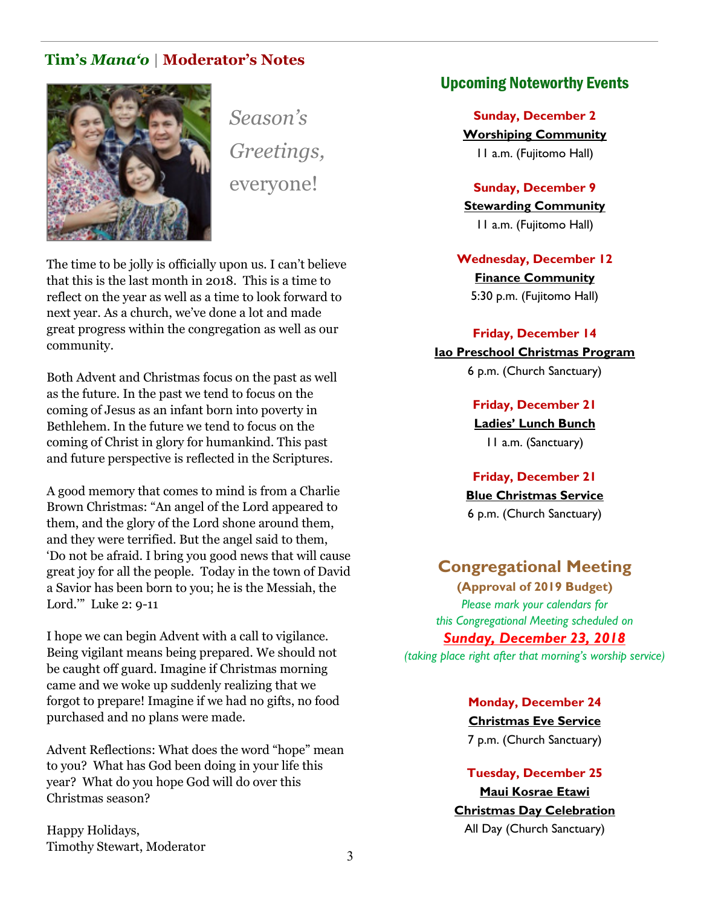## Tim's *Mana'o* | Moderator's Notes

*Season's Greetings, everyone!*

The time to be jolly is officially upon us. I can't believe that this is the last month in 2018. This is a time to reflect on the year as well as a time to look forward to next year. As a church, we've done a lot and made great progress within the congregation as well as our community.

Both Advent and Christmas focus on the past as well as the future. In the past we tend to focus on the coming of Jesus as an infant born into poverty in Bethlehem. In the future we tend to focus on the coming of Christ in glory for humankind. This past and future perspective is reflected in the Scriptures.

A good memory that comes to mind is from a Charlie Brown Christmas: "An angel of the Lord appeared to them, and the glory of the Lord shone around them, and they were terrified. But the angel said to them, 'Do not be afraid. I bring you good news that will cause great joy for all the people. Today in the town of David a Savior has been born to you; he is the Messiah, the Lord.'" Luke 2: 9-11

I hope we can begin Advent with a call to vigilance. Being vigilant means being prepared. We should not be caught off guard. Imagine if Christmas morning came and we woke up suddenly realizing that we forgot to prepare! Imagine if we had no gifts, no food purchased and no plans were made.

Advent Reflections: What does the word "hope" mean to you? What has God been doing in your life this year? What do you hope God will do over this Christmas season?

Happy Holidays,
Timothy Stewart, Moderator

## Upcoming Noteworthy Events

**Sunday, December 2**
**Worshiping Community**
11 a.m. (Fujitomo Hall)

**Sunday, December 9**
**Stewarding Community**
11 a.m. (Fujitomo Hall)

**Wednesday, December 12**
**Finance Community**
5:30 p.m. (Fujitomo Hall)

**Friday, December 14**
**Iao Preschool Christmas Program**
6 p.m. (Church Sanctuary)

**Friday, December 21**
**Ladies' Lunch Bunch**
11 a.m. (Sanctuary)

**Friday, December 21**
**Blue Christmas Service**
6 p.m. (Church Sanctuary)

### Congregational Meeting

**(Approval of 2019 Budget)**

*Please mark your calendars for this Congregational Meeting scheduled on*

***Sunday, December 23, 2018***

*(taking place right after that morning's worship service)*

**Monday, December 24**
**Christmas Eve Service**
7 p.m. (Church Sanctuary)

**Tuesday, December 25**
**Maui Kosrae Etawi**
**Christmas Day Celebration**
All Day (Church Sanctuary)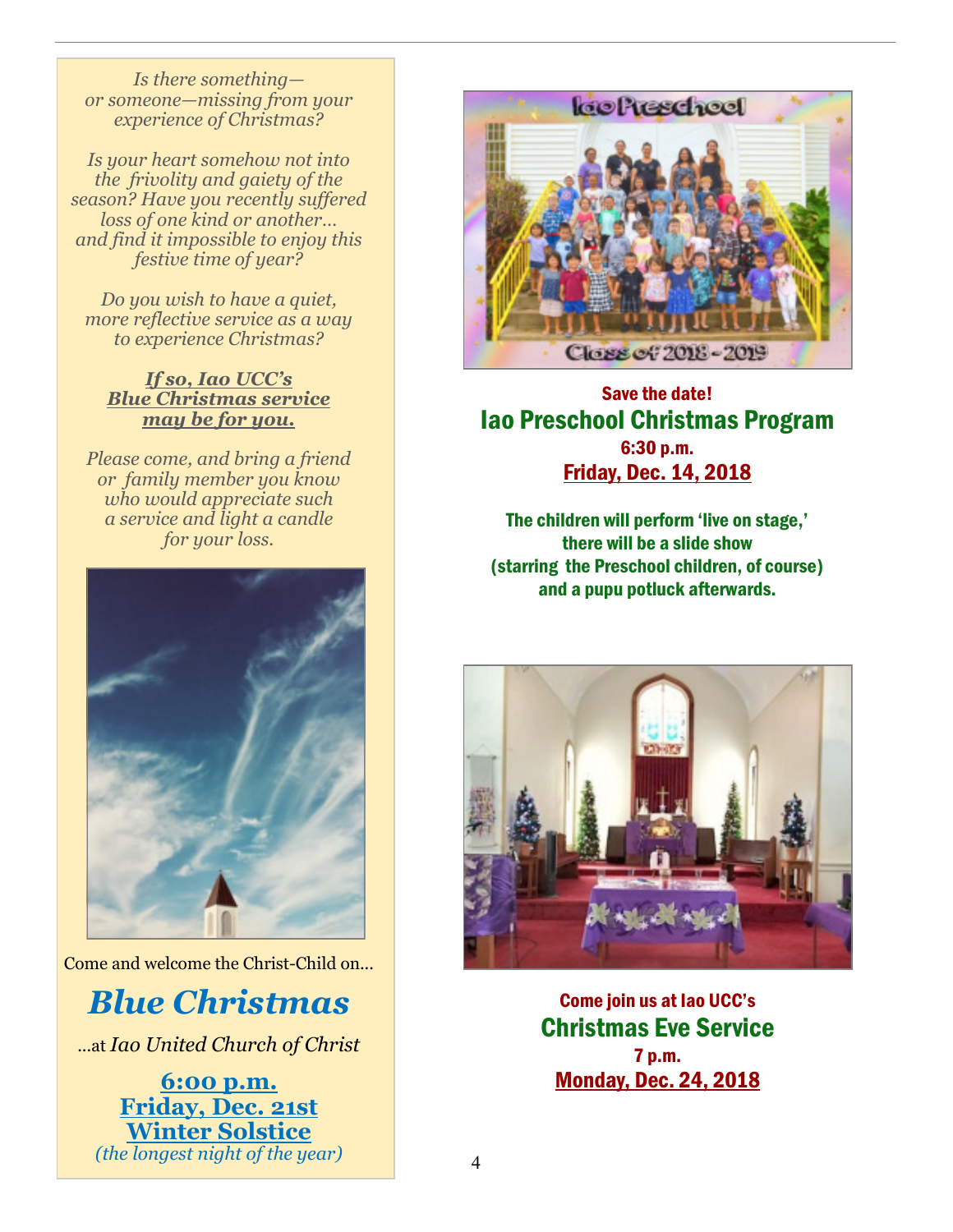*Is there something—*
*or someone—missing from your experience of Christmas?*

*Is your heart somehow not into the frivolity and gaiety of the season? Have you recently suffered loss of one kind or another… and find it impossible to enjoy this festive time of year?*

*Do you wish to have a quiet, more reflective service as a way to experience Christmas?*

***If so, Iao UCC's Blue Christmas service may be for you.***

*Please come, and bring a friend or family member you know who would appreciate such a service and light a candle for your loss.*

Come and welcome the Christ-Child on…

# *Blue Christmas*

…at *Iao United Church of Christ*

**6:00 p.m.**
**Friday, Dec. 21st**
**Winter Solstice**
*(the longest night of the year)*

**Save the date!**

## Iao Preschool Christmas Program

**6:30 p.m.**
**Friday, Dec. 14, 2018**

**The children will perform 'live on stage,' there will be a slide show (starring the Preschool children, of course) and a pupu potluck afterwards.**

**Come join us at Iao UCC's**

## Christmas Eve Service

**7 p.m.**
**Monday, Dec. 24, 2018**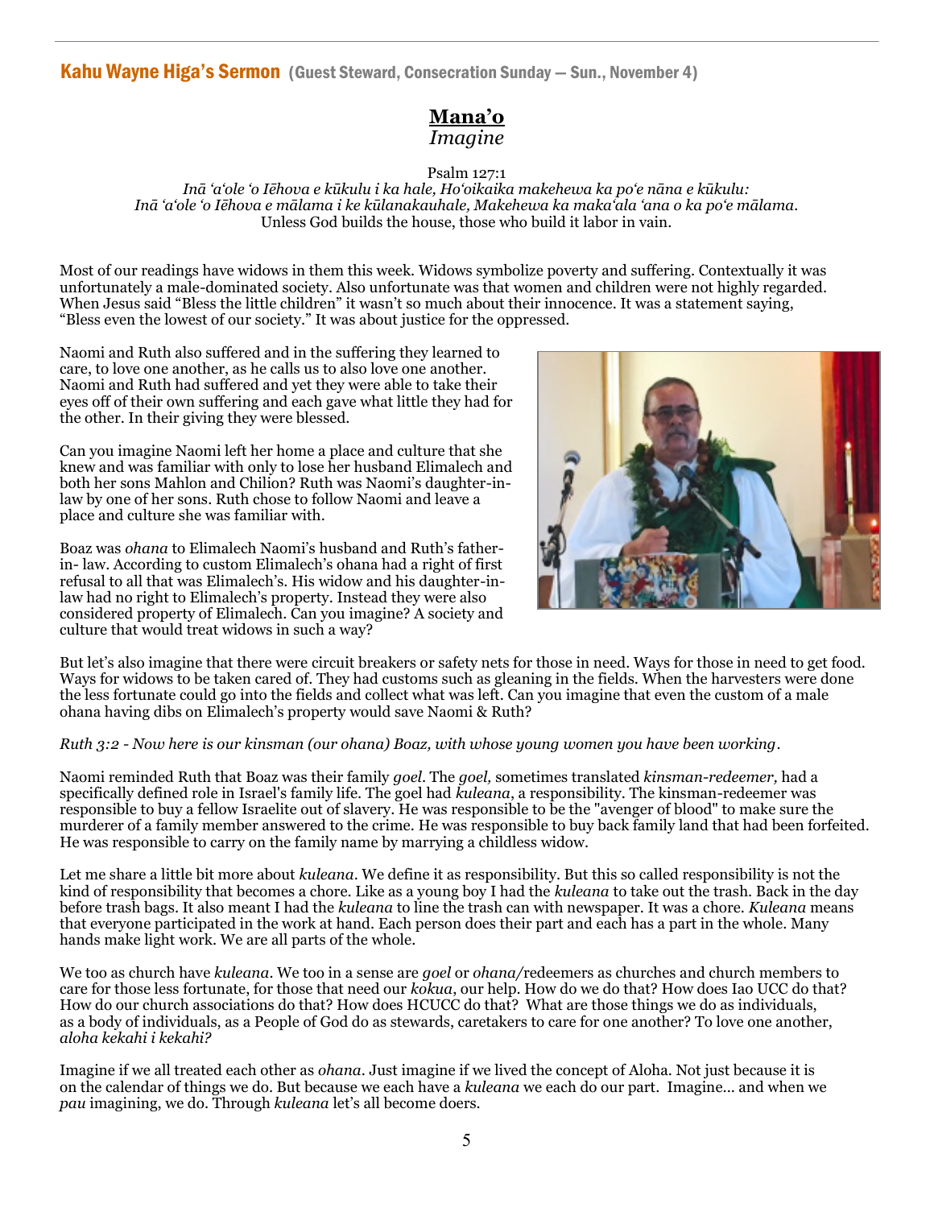## Kahu Wayne Higa's Sermon (Guest Steward, Consecration Sunday — Sun., November 4)

# Mana'o

*Imagine*

Psalm 127:1

*Inā ʻaʻole ʻo Iēhova e kūkulu i ka hale, Hoʻoikaika makehewa ka poʻe nāna e kūkulu:*
*Inā ʻaʻole ʻo Iēhova e mālama i ke kūlanakauhale, Makehewa ka makaʻala ʻana o ka poʻe mālama.*
Unless God builds the house, those who build it labor in vain.

Most of our readings have widows in them this week. Widows symbolize poverty and suffering. Contextually it was unfortunately a male-dominated society. Also unfortunate was that women and children were not highly regarded. When Jesus said "Bless the little children" it wasn't so much about their innocence. It was a statement saying, "Bless even the lowest of our society." It was about justice for the oppressed.

Naomi and Ruth also suffered and in the suffering they learned to care, to love one another, as he calls us to also love one another. Naomi and Ruth had suffered and yet they were able to take their eyes off of their own suffering and each gave what little they had for the other. In their giving they were blessed.

Can you imagine Naomi left her home a place and culture that she knew and was familiar with only to lose her husband Elimalech and both her sons Mahlon and Chilion? Ruth was Naomi's daughter-in-law by one of her sons. Ruth chose to follow Naomi and leave a place and culture she was familiar with.

Boaz was *ohana* to Elimalech Naomi's husband and Ruth's father-in- law. According to custom Elimalech's ohana had a right of first refusal to all that was Elimalech's. His widow and his daughter-in-law had no right to Elimalech's property. Instead they were also considered property of Elimalech. Can you imagine? A society and culture that would treat widows in such a way?

But let's also imagine that there were circuit breakers or safety nets for those in need. Ways for those in need to get food. Ways for widows to be taken cared of. They had customs such as gleaning in the fields. When the harvesters were done the less fortunate could go into the fields and collect what was left. Can you imagine that even the custom of a male ohana having dibs on Elimalech's property would save Naomi & Ruth?

*Ruth 3:2 - Now here is our kinsman (our ohana) Boaz, with whose young women you have been working.*

Naomi reminded Ruth that Boaz was their family *goel*. The *goel,* sometimes translated *kinsman-redeemer,* had a specifically defined role in Israel's family life. The goel had *kuleana*, a responsibility. The kinsman-redeemer was responsible to buy a fellow Israelite out of slavery. He was responsible to be the "avenger of blood" to make sure the murderer of a family member answered to the crime. He was responsible to buy back family land that had been forfeited. He was responsible to carry on the family name by marrying a childless widow.

Let me share a little bit more about *kuleana*. We define it as responsibility. But this so called responsibility is not the kind of responsibility that becomes a chore. Like as a young boy I had the *kuleana* to take out the trash. Back in the day before trash bags. It also meant I had the *kuleana* to line the trash can with newspaper. It was a chore. *Kuleana* means that everyone participated in the work at hand. Each person does their part and each has a part in the whole. Many hands make light work. We are all parts of the whole.

We too as church have *kuleana*. We too in a sense are *goel* or *ohana/*redeemers as churches and church members to care for those less fortunate, for those that need our *kokua*, our help. How do we do that? How does Iao UCC do that? How do our church associations do that? How does HCUCC do that? What are those things we do as individuals, as a body of individuals, as a People of God do as stewards, caretakers to care for one another? To love one another, *aloha kekahi i kekahi?*

Imagine if we all treated each other as *ohana*. Just imagine if we lived the concept of Aloha. Not just because it is on the calendar of things we do. But because we each have a *kuleana* we each do our part. Imagine... and when we *pau* imagining, we do. Through *kuleana* let's all become doers.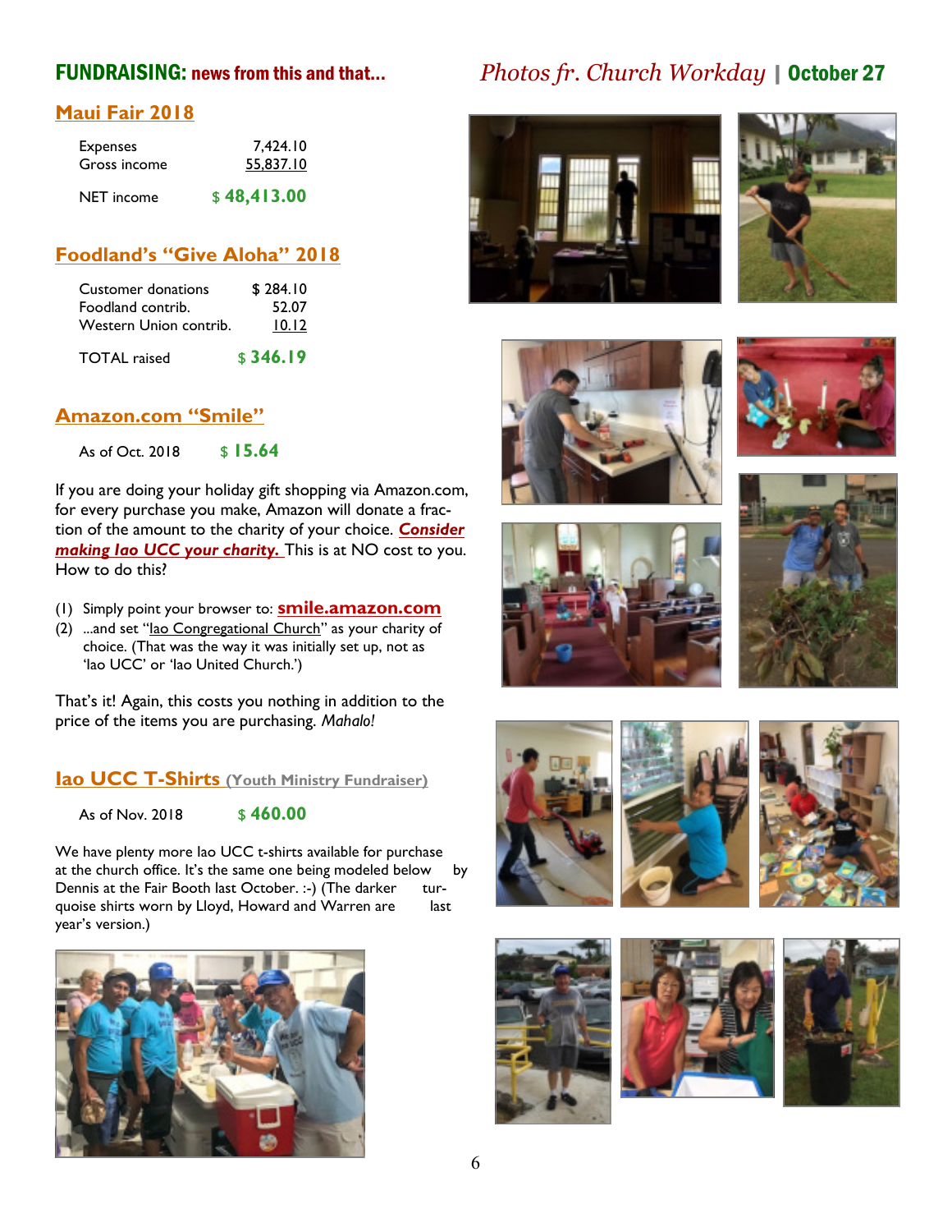## FUNDRAISING: news from this and that...

### Maui Fair 2018

| | |
|---|---|
| Expenses | 7,424.10 |
| Gross income | 55,837.10 |
| NET income | $ **48,413.00** |

### Foodland's "Give Aloha" 2018

| | |
|---|---|
| Customer donations | $ 284.10 |
| Foodland contrib. | 52.07 |
| Western Union contrib. | 10.12 |
| TOTAL raised | $ **346.19** |

### Amazon.com "Smile"

As of Oct. 2018 $ **15.64**

If you are doing your holiday gift shopping via Amazon.com, for every purchase you make, Amazon will donate a fraction of the amount to the charity of your choice. ***Consider making Iao UCC your charity.*** This is at NO cost to you. How to do this?

(1) Simply point your browser to: **smile.amazon.com**
(2) ...and set "Iao Congregational Church" as your charity of choice. (That was the way it was initially set up, not as 'Iao UCC' or 'Iao United Church.')

That's it! Again, this costs you nothing in addition to the price of the items you are purchasing. *Mahalo!*

### Iao UCC T-Shirts (Youth Ministry Fundraiser)

As of Nov. 2018 $ **460.00**

We have plenty more Iao UCC t-shirts available for purchase at the church office. It's the same one being modeled below by Dennis at the Fair Booth last October. :-) (The darker turquoise shirts worn by Lloyd, Howard and Warren are last year's version.)

## *Photos fr. Church Workday* | October 27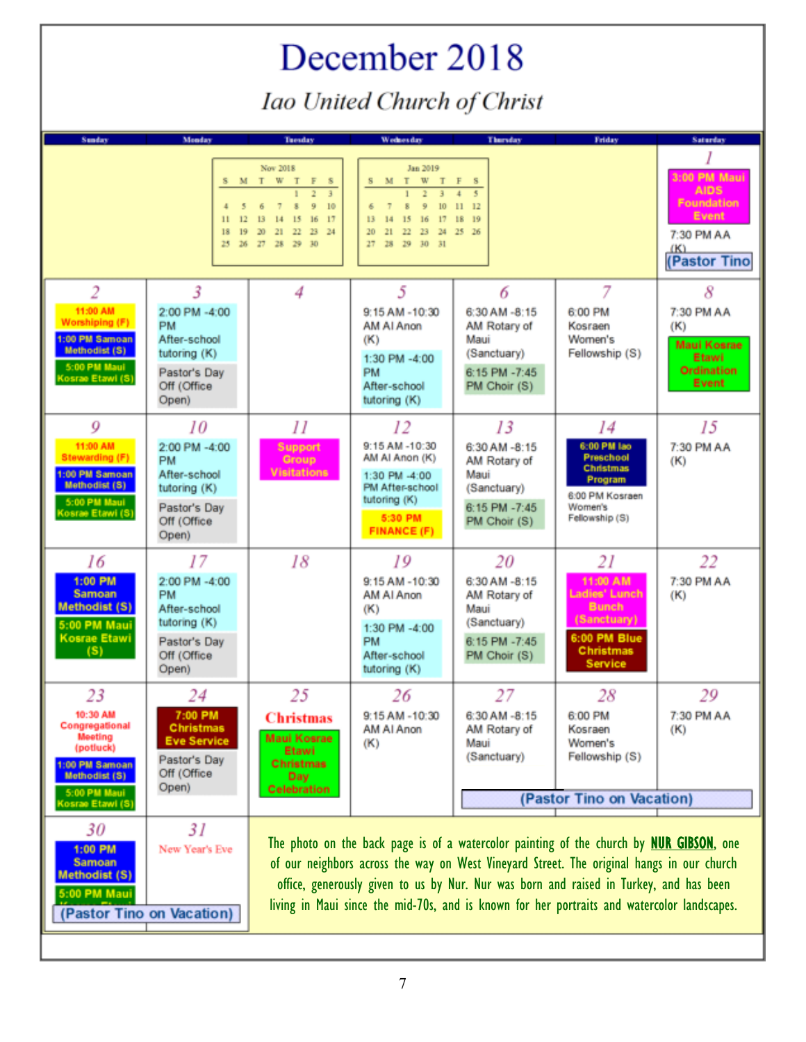# December 2018

## *Iao United Church of Christ*

| Sunday | Monday | Tuesday | Wednesday | Thursday | Friday | Saturday |
|---|---|---|---|---|---|---|
| | | | | | | **1** 3:00 PM Maui AIDS Foundation Event; 7:30 PM AA (K); (Pastor Tino |
| **2** 11:00 AM Worshiping (F); 1:00 PM Samoan Methodist (S); 5:00 PM Maui Kosrae Etawi (S) | **3** 2:00 PM -4:00 PM After-school tutoring (K); Pastor's Day Off (Office Open) | **4** | **5** 9:15 AM -10:30 AM Al Anon (K); 1:30 PM -4:00 PM After-school tutoring (K) | **6** 6:30 AM -8:15 AM Rotary of Maui (Sanctuary); 6:15 PM -7:45 PM Choir (S) | **7** 6:00 PM Kosraen Women's Fellowship (S) | **8** 7:30 PM AA (K); Maui Kosrae Etawi Ordination Event |
| **9** 11:00 AM Stewarding (F); 1:00 PM Samoan Methodist (S); 5:00 PM Maui Kosrae Etawi (S) | **10** 2:00 PM -4:00 PM After-school tutoring (K); Pastor's Day Off (Office Open) | **11** Support Group Visitations | **12** 9:15 AM -10:30 AM Al Anon (K); 1:30 PM -4:00 PM After-school tutoring (K); 5:30 PM FINANCE (F) | **13** 6:30 AM -8:15 AM Rotary of Maui (Sanctuary); 6:15 PM -7:45 PM Choir (S) | **14** 6:00 PM Iao Preschool Christmas Program; 6:00 PM Kosraen Women's Fellowship (S) | **15** 7:30 PM AA (K) |
| **16** 1:00 PM Samoan Methodist (S); 5:00 PM Maui Kosrae Etawi (S) | **17** 2:00 PM -4:00 PM After-school tutoring (K); Pastor's Day Off (Office Open) | **18** | **19** 9:15 AM -10:30 AM Al Anon (K); 1:30 PM -4:00 PM After-school tutoring (K) | **20** 6:30 AM -8:15 AM Rotary of Maui (Sanctuary); 6:15 PM -7:45 PM Choir (S) | **21** 11:00 AM Ladies' Lunch Bunch (Sanctuary); 6:00 PM Blue Christmas Service | **22** 7:30 PM AA (K) |
| **23** 10:30 AM Congregational Meeting (potluck); 1:00 PM Samoan Methodist (S); 5:00 PM Maui Kosrae Etawi (S) | **24** 7:00 PM Christmas Eve Service; Pastor's Day Off (Office Open) | **25** Christmas; Maui Kosrae Etawi Christmas Day Celebration | **26** 9:15 AM -10:30 AM Al Anon (K) | **27** 6:30 AM -8:15 AM Rotary of Maui (Sanctuary); (Pastor Tino on Vacation) | **28** 6:00 PM Kosraen Women's Fellowship (S); (Pastor Tino on Vacation) | **29** 7:30 PM AA (K) |
| **30** 1:00 PM Samoan Methodist (S); 5:00 PM Maui Kosrae Etawi (S); (Pastor Tino on Vacation) | **31** New Year's Eve; (Pastor Tino on Vacation) | | | | | |

The photo on the back page is of a watercolor painting of the church by **NUR GIBSON**, one of our neighbors across the way on West Vineyard Street. The original hangs in our church office, generously given to us by Nur. Nur was born and raised in Turkey, and has been living in Maui since the mid-70s, and is known for her portraits and watercolor landscapes.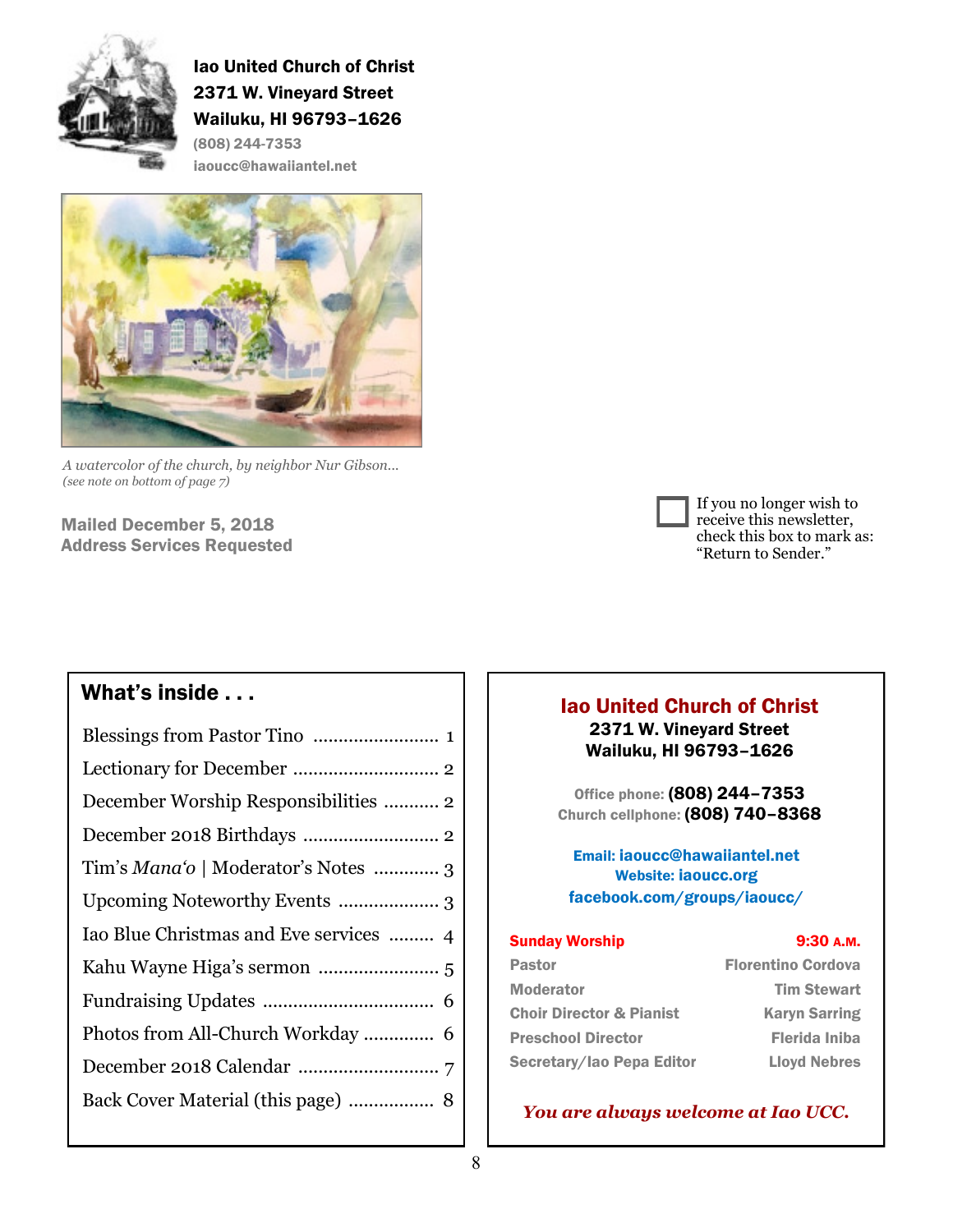**Iao United Church of Christ**
**2371 W. Vineyard Street**
**Wailuku, HI 96793–1626**
(808) 244-7353
iaoucc@hawaiiantel.net

*A watercolor of the church, by neighbor Nur Gibson...*
*(see note on bottom of page 7)*

**Mailed December 5, 2018**
**Address Services Requested**

☐ If you no longer wish to receive this newsletter, check this box to mark as: "Return to Sender."

## What's inside . . .

| | |
|---|---|
| Blessings from Pastor Tino | 1 |
| Lectionary for December | 2 |
| December Worship Responsibilities | 2 |
| December 2018 Birthdays | 2 |
| Tim's *Mana'o* \| Moderator's Notes | 3 |
| Upcoming Noteworthy Events | 3 |
| Iao Blue Christmas and Eve services | 4 |
| Kahu Wayne Higa's sermon | 5 |
| Fundraising Updates | 6 |
| Photos from All-Church Workday | 6 |
| December 2018 Calendar | 7 |
| Back Cover Material (this page) | 8 |

## Iao United Church of Christ

**2371 W. Vineyard Street**
**Wailuku, HI 96793–1626**

Office phone: **(808) 244–7353**
Church cellphone: **(808) 740–8368**

**Email: iaoucc@hawaiiantel.net**
**Website: iaoucc.org**
**facebook.com/groups/iaoucc/**

| | |
|---|---|
| **Sunday Worship** | **9:30 A.M.** |
| Pastor | Florentino Cordova |
| Moderator | Tim Stewart |
| Choir Director & Pianist | Karyn Sarring |
| Preschool Director | Flerida Iniba |
| Secretary/Iao Pepa Editor | Lloyd Nebres |

***You are always welcome at Iao UCC.***